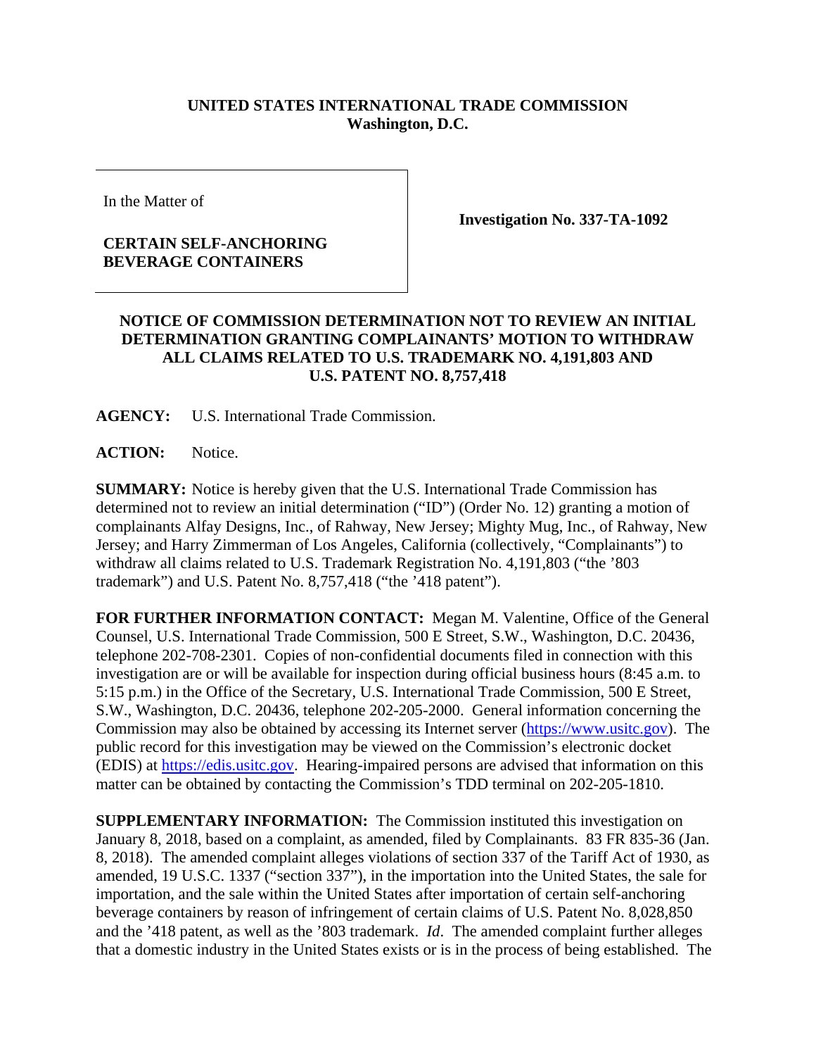**UNITED STATES INTERNATIONAL TRADE COMMISSION**
**Washington, D.C.**

| In the Matter of<br><br>**CERTAIN SELF-ANCHORING BEVERAGE CONTAINERS** | **Investigation No. 337-TA-1092** |
|---|---|

**NOTICE OF COMMISSION DETERMINATION NOT TO REVIEW AN INITIAL DETERMINATION GRANTING COMPLAINANTS' MOTION TO WITHDRAW ALL CLAIMS RELATED TO U.S. TRADEMARK NO. 4,191,803 AND U.S. PATENT NO. 8,757,418**

**AGENCY:** U.S. International Trade Commission.

**ACTION:** Notice.

**SUMMARY:** Notice is hereby given that the U.S. International Trade Commission has determined not to review an initial determination ("ID") (Order No. 12) granting a motion of complainants Alfay Designs, Inc., of Rahway, New Jersey; Mighty Mug, Inc., of Rahway, New Jersey; and Harry Zimmerman of Los Angeles, California (collectively, "Complainants") to withdraw all claims related to U.S. Trademark Registration No. 4,191,803 ("the '803 trademark") and U.S. Patent No. 8,757,418 ("the '418 patent").

**FOR FURTHER INFORMATION CONTACT:** Megan M. Valentine, Office of the General Counsel, U.S. International Trade Commission, 500 E Street, S.W., Washington, D.C. 20436, telephone 202-708-2301. Copies of non-confidential documents filed in connection with this investigation are or will be available for inspection during official business hours (8:45 a.m. to 5:15 p.m.) in the Office of the Secretary, U.S. International Trade Commission, 500 E Street, S.W., Washington, D.C. 20436, telephone 202-205-2000. General information concerning the Commission may also be obtained by accessing its Internet server (https://www.usitc.gov). The public record for this investigation may be viewed on the Commission's electronic docket (EDIS) at https://edis.usitc.gov. Hearing-impaired persons are advised that information on this matter can be obtained by contacting the Commission's TDD terminal on 202-205-1810.

**SUPPLEMENTARY INFORMATION:** The Commission instituted this investigation on January 8, 2018, based on a complaint, as amended, filed by Complainants. 83 FR 835-36 (Jan. 8, 2018). The amended complaint alleges violations of section 337 of the Tariff Act of 1930, as amended, 19 U.S.C. 1337 ("section 337"), in the importation into the United States, the sale for importation, and the sale within the United States after importation of certain self-anchoring beverage containers by reason of infringement of certain claims of U.S. Patent No. 8,028,850 and the '418 patent, as well as the '803 trademark. *Id*. The amended complaint further alleges that a domestic industry in the United States exists or is in the process of being established. The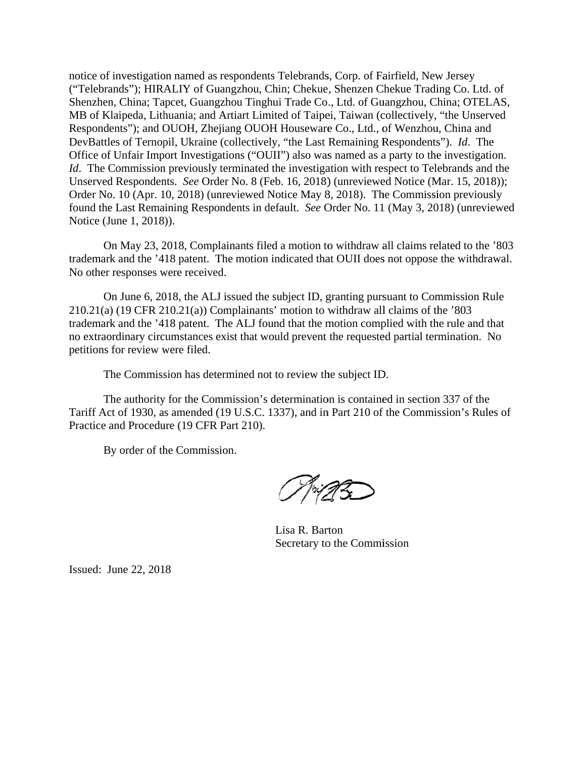notice of investigation named as respondents Telebrands, Corp. of Fairfield, New Jersey ("Telebrands"); HIRALIY of Guangzhou, Chin; Chekue, Shenzen Chekue Trading Co. Ltd. of Shenzhen, China; Tapcet, Guangzhou Tinghui Trade Co., Ltd. of Guangzhou, China; OTELAS, MB of Klaipeda, Lithuania; and Artiart Limited of Taipei, Taiwan (collectively, "the Unserved Respondents"); and OUOH, Zhejiang OUOH Houseware Co., Ltd., of Wenzhou, China and DevBattles of Ternopil, Ukraine (collectively, "the Last Remaining Respondents"). *Id.* The Office of Unfair Import Investigations ("OUII") also was named as a party to the investigation. *Id*. The Commission previously terminated the investigation with respect to Telebrands and the Unserved Respondents. *See* Order No. 8 (Feb. 16, 2018) (unreviewed Notice (Mar. 15, 2018)); Order No. 10 (Apr. 10, 2018) (unreviewed Notice May 8, 2018). The Commission previously found the Last Remaining Respondents in default. *See* Order No. 11 (May 3, 2018) (unreviewed Notice (June 1, 2018)).

On May 23, 2018, Complainants filed a motion to withdraw all claims related to the '803 trademark and the '418 patent. The motion indicated that OUII does not oppose the withdrawal. No other responses were received.

On June 6, 2018, the ALJ issued the subject ID, granting pursuant to Commission Rule 210.21(a) (19 CFR 210.21(a)) Complainants' motion to withdraw all claims of the '803 trademark and the '418 patent. The ALJ found that the motion complied with the rule and that no extraordinary circumstances exist that would prevent the requested partial termination. No petitions for review were filed.

The Commission has determined not to review the subject ID.

The authority for the Commission's determination is contained in section 337 of the Tariff Act of 1930, as amended (19 U.S.C. 1337), and in Part 210 of the Commission's Rules of Practice and Procedure (19 CFR Part 210).

By order of the Commission.

Lisa R. Barton
Secretary to the Commission

Issued: June 22, 2018